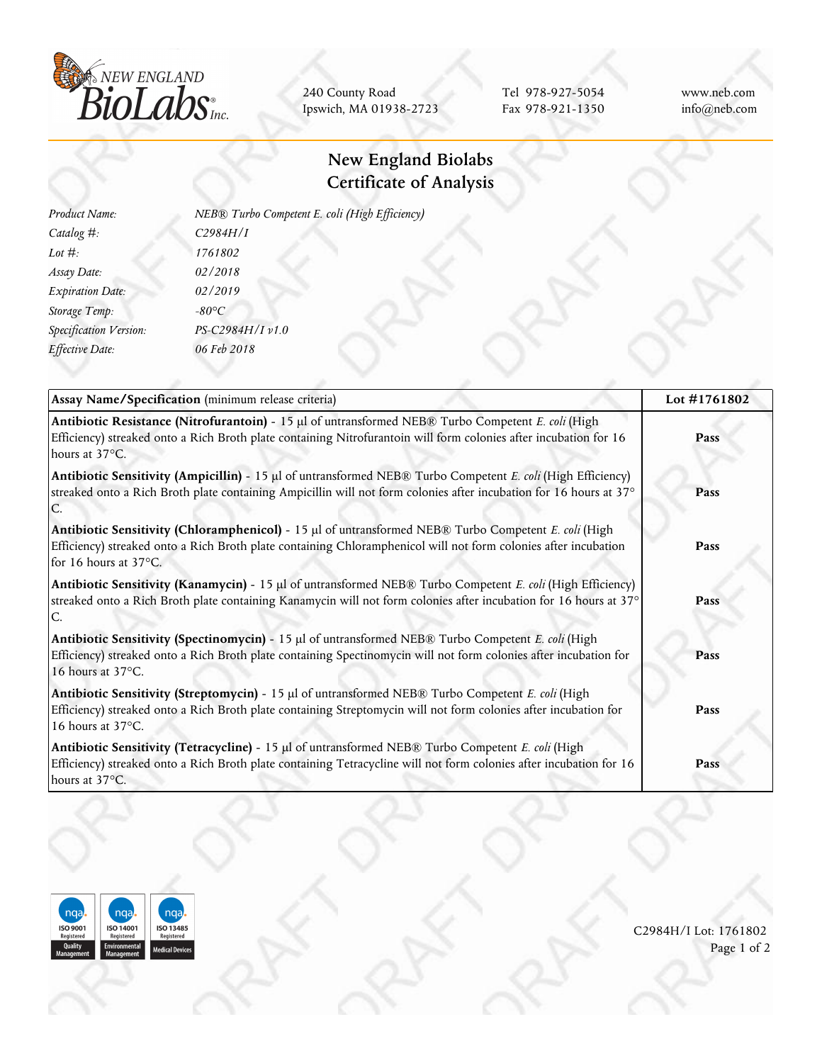NEW ENGLAND BioLabs Inc.

240 County Road
Ipswich, MA 01938-2723

Tel 978-927-5054
Fax 978-921-1350

www.neb.com
info@neb.com

# New England Biolabs Certificate of Analysis

| | |
|---|---|
| *Product Name:* | *NEB® Turbo Competent E. coli (High Efficiency)* |
| *Catalog #:* | *C2984H/I* |
| *Lot #:* | *1761802* |
| *Assay Date:* | *02/2018* |
| *Expiration Date:* | *02/2019* |
| *Storage Temp:* | *-80°C* |
| *Specification Version:* | *PS-C2984H/I v1.0* |
| *Effective Date:* | *06 Feb 2018* |

| **Assay Name/Specification** (minimum release criteria) | **Lot #1761802** |
|---|---|
| **Antibiotic Resistance (Nitrofurantoin)** - 15 µl of untransformed NEB® Turbo Competent *E. coli* (High Efficiency) streaked onto a Rich Broth plate containing Nitrofurantoin will form colonies after incubation for 16 hours at 37°C. | **Pass** |
| **Antibiotic Sensitivity (Ampicillin)** - 15 µl of untransformed NEB® Turbo Competent *E. coli* (High Efficiency) streaked onto a Rich Broth plate containing Ampicillin will not form colonies after incubation for 16 hours at 37° C. | **Pass** |
| **Antibiotic Sensitivity (Chloramphenicol)** - 15 µl of untransformed NEB® Turbo Competent *E. coli* (High Efficiency) streaked onto a Rich Broth plate containing Chloramphenicol will not form colonies after incubation for 16 hours at 37°C. | **Pass** |
| **Antibiotic Sensitivity (Kanamycin)** - 15 µl of untransformed NEB® Turbo Competent *E. coli* (High Efficiency) streaked onto a Rich Broth plate containing Kanamycin will not form colonies after incubation for 16 hours at 37° C. | **Pass** |
| **Antibiotic Sensitivity (Spectinomycin)** - 15 µl of untransformed NEB® Turbo Competent *E. coli* (High Efficiency) streaked onto a Rich Broth plate containing Spectinomycin will not form colonies after incubation for 16 hours at 37°C. | **Pass** |
| **Antibiotic Sensitivity (Streptomycin)** - 15 µl of untransformed NEB® Turbo Competent *E. coli* (High Efficiency) streaked onto a Rich Broth plate containing Streptomycin will not form colonies after incubation for 16 hours at 37°C. | **Pass** |
| **Antibiotic Sensitivity (Tetracycline)** - 15 µl of untransformed NEB® Turbo Competent *E. coli* (High Efficiency) streaked onto a Rich Broth plate containing Tetracycline will not form colonies after incubation for 16 hours at 37°C. | **Pass** |

ISO 9001 Registered Quality Management | ISO 14001 Registered Environmental Management | ISO 13485 Registered Medical Devices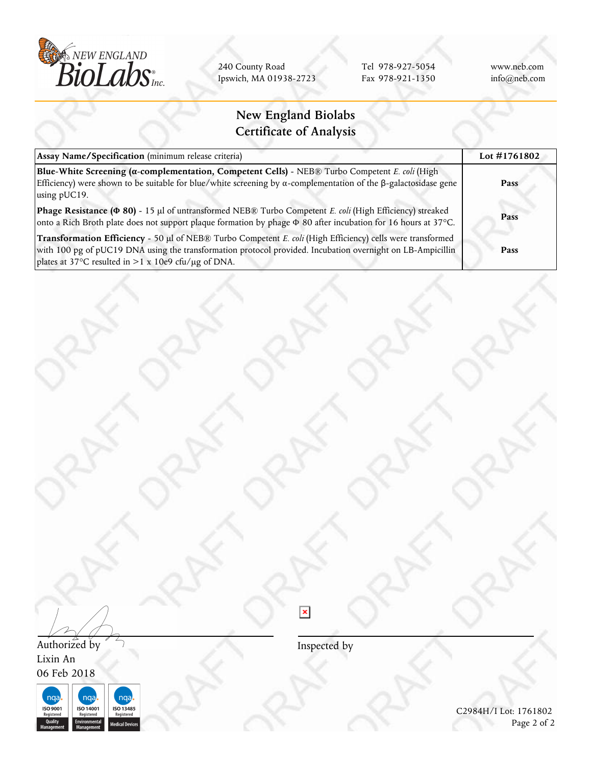240 County Road
Ipswich, MA 01938-2723

Tel 978-927-5054
Fax 978-921-1350

www.neb.com
info@neb.com

# New England Biolabs
# Certificate of Analysis

| **Assay Name/Specification** (minimum release criteria) | **Lot #1761802** |
|---|---|
| **Blue-White Screening (α-complementation, Competent Cells)** - NEB® Turbo Competent *E. coli* (High Efficiency) were shown to be suitable for blue/white screening by α-complementation of the β-galactosidase gene using pUC19. | **Pass** |
| **Phage Resistance (Φ 80)** - 15 µl of untransformed NEB® Turbo Competent *E. coli* (High Efficiency) streaked onto a Rich Broth plate does not support plaque formation by phage Φ 80 after incubation for 16 hours at 37°C. | **Pass** |
| **Transformation Efficiency** - 50 µl of NEB® Turbo Competent *E. coli* (High Efficiency) cells were transformed with 100 pg of pUC19 DNA using the transformation protocol provided. Incubation overnight on LB-Ampicillin plates at 37°C resulted in >1 x 10e9 cfu/µg of DNA. | **Pass** |

Authorized by
Lixin An
06 Feb 2018

Inspected by

C2984H/I Lot: 1761802